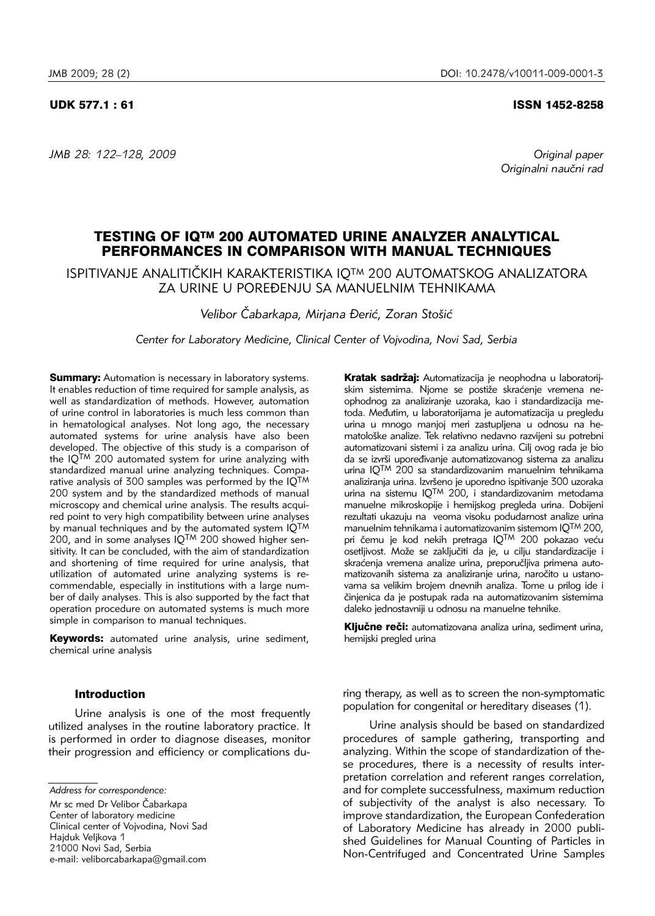UDK 577.1 : 61

ISSN 1452-8258

*Original paper*
*Originalni naučni rad*

# TESTING OF IQ™ 200 AUTOMATED URINE ANALYZER ANALYTICAL PERFORMANCES IN COMPARISON WITH MANUAL TECHNIQUES

ISPITIVANJE ANALITIČKIH KARAKTERISTIKA IQ™ 200 AUTOMATSKOG ANALIZATORA ZA URINE U POREĐENJU SA MANUELNIM TEHNIKAMA

*Velibor Čabarkapa, Mirjana Đerić, Zoran Stošić*

*Center for Laboratory Medicine, Clinical Center of Vojvodina, Novi Sad, Serbia*

**Summary:** Automation is necessary in laboratory systems. It enables reduction of time required for sample analysis, as well as standardization of methods. However, automation of urine control in laboratories is much less common than in hematological analyses. Not long ago, the necessary automated systems for urine analysis have also been developed. The objective of this study is a comparison of the IQ™ 200 automated system for urine analyzing with standardized manual urine analyzing techniques. Comparative analysis of 300 samples was performed by the IQ™ 200 system and by the standardized methods of manual microscopy and chemical urine analysis. The results acquired point to very high compatibility between urine analyses by manual techniques and by the automated system IQ™ 200, and in some analyses IQ™ 200 showed higher sensitivity. It can be concluded, with the aim of standardization and shortening of time required for urine analysis, that utilization of automated urine analyzing systems is recommendable, especially in institutions with a large number of daily analyses. This is also supported by the fact that operation procedure on automated systems is much more simple in comparison to manual techniques.

**Keywords:** automated urine analysis, urine sediment, chemical urine analysis

**Kratak sadržaj:** Automatizacija je neophodna u laboratorijskim sistemima. Njome se postiže skraćenje vremena neophodnog za analiziranje uzoraka, kao i standardizacija metoda. Međutim, u laboratorijama je automatizacija u pregledu urina u mnogo manjoj meri zastupljena u odnosu na hematološke analize. Tek relativno nedavno razvijeni su potrebni automatizovani sistemi i za analizu urina. Cilj ovog rada je bio da se izvrši upoređivanje automatizovanog sistema za analizu urina IQ™ 200 sa standardizovanim manuelnim tehnikama analiziranja urina. Izvršeno je uporedno ispitivanje 300 uzoraka urina na sistemu IQ™ 200, i standardizovanim metodama manuelne mikroskopije i hemijskog pregleda urina. Dobijeni rezultati ukazuju na veoma visoku podudarnost analize urina manuelnim tehnikama i automatizovanim sistemom IQ™ 200, pri čemu je kod nekih pretraga IQ™ 200 pokazao veću osetljivost. Može se zaključiti da je, u cilju standardizacije i skraćenja vremena analize urina, preporučljiva primena automatizovanih sistema za analiziranje urina, naročito u ustanovama sa velikim brojem dnevnih analiza. Tome u prilog ide i činjenica da je postupak rada na automatizovanim sistemima daleko jednostavniji u odnosu na manuelne tehnike.

**Ključne reči:** automatizovana analiza urina, sediment urina, hemijski pregled urina

## Introduction

Urine analysis is one of the most frequently utilized analyses in the routine laboratory practice. It is performed in order to diagnose diseases, monitor their progression and efficiency or complications during therapy, as well as to screen the non-symptomatic population for congenital or hereditary diseases (1).

Urine analysis should be based on standardized procedures of sample gathering, transporting and analyzing. Within the scope of standardization of these procedures, there is a necessity of results interpretation correlation and referent ranges correlation, and for complete successfulness, maximum reduction of subjectivity of the analyst is also necessary. To improve standardization, the European Confederation of Laboratory Medicine has already in 2000 published Guidelines for Manual Counting of Particles in Non-Centrifuged and Concentrated Urine Samples

*Address for correspondence:*

Mr sc med Dr Velibor Čabarkapa
Center of laboratory medicine
Clinical center of Vojvodina, Novi Sad
Hajduk Veljkova 1
21000 Novi Sad, Serbia
e-mail: veliborcabarkapa@gmail.com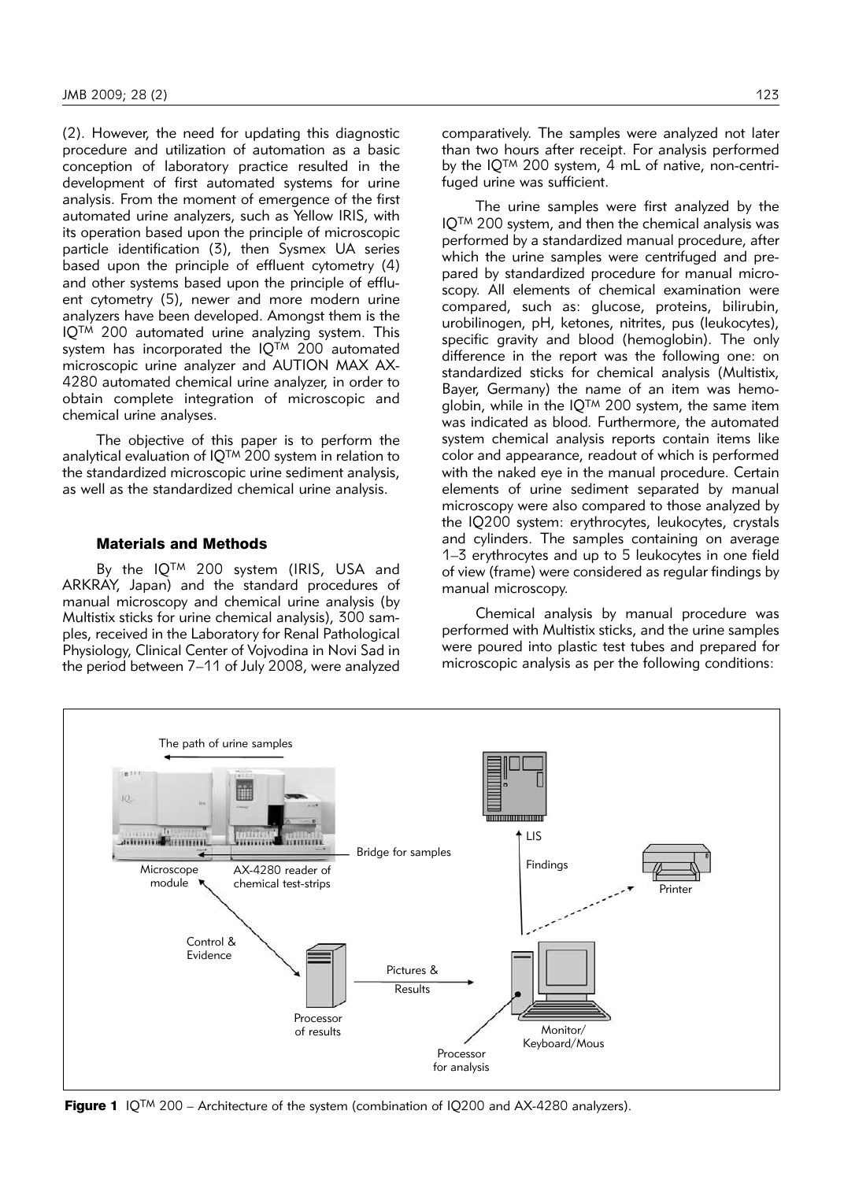(2). However, the need for updating this diagnostic procedure and utilization of automation as a basic conception of laboratory practice resulted in the development of first automated systems for urine analysis. From the moment of emergence of the first automated urine analyzers, such as Yellow IRIS, with its operation based upon the principle of microscopic particle identification (3), then Sysmex UA series based upon the principle of effluent cytometry (4) and other systems based upon the principle of effluent cytometry (5), newer and more modern urine analyzers have been developed. Amongst them is the IQ™ 200 automated urine analyzing system. This system has incorporated the IQ™ 200 automated microscopic urine analyzer and AUTION MAX AX-4280 automated chemical urine analyzer, in order to obtain complete integration of microscopic and chemical urine analyses.

The objective of this paper is to perform the analytical evaluation of IQ™ 200 system in relation to the standardized microscopic urine sediment analysis, as well as the standardized chemical urine analysis.

## Materials and Methods

By the IQ™ 200 system (IRIS, USA and ARKRAY, Japan) and the standard procedures of manual microscopy and chemical urine analysis (by Multistix sticks for urine chemical analysis), 300 samples, received in the Laboratory for Renal Pathological Physiology, Clinical Center of Vojvodina in Novi Sad in the period between 7–11 of July 2008, were analyzed comparatively. The samples were analyzed not later than two hours after receipt. For analysis performed by the IQ™ 200 system, 4 mL of native, non-centrifuged urine was sufficient.

The urine samples were first analyzed by the IQ™ 200 system, and then the chemical analysis was performed by a standardized manual procedure, after which the urine samples were centrifuged and prepared by standardized procedure for manual microscopy. All elements of chemical examination were compared, such as: glucose, proteins, bilirubin, urobilinogen, pH, ketones, nitrites, pus (leukocytes), specific gravity and blood (hemoglobin). The only difference in the report was the following one: on standardized sticks for chemical analysis (Multistix, Bayer, Germany) the name of an item was hemoglobin, while in the IQ™ 200 system, the same item was indicated as blood. Furthermore, the automated system chemical analysis reports contain items like color and appearance, readout of which is performed with the naked eye in the manual procedure. Certain elements of urine sediment separated by manual microscopy were also compared to those analyzed by the IQ200 system: erythrocytes, leukocytes, crystals and cylinders. The samples containing on average 1–3 erythrocytes and up to 5 leukocytes in one field of view (frame) were considered as regular findings by manual microscopy.

Chemical analysis by manual procedure was performed with Multistix sticks, and the urine samples were poured into plastic test tubes and prepared for microscopic analysis as per the following conditions:

**Figure 1** IQ™ 200 – Architecture of the system (combination of IQ200 and AX-4280 analyzers).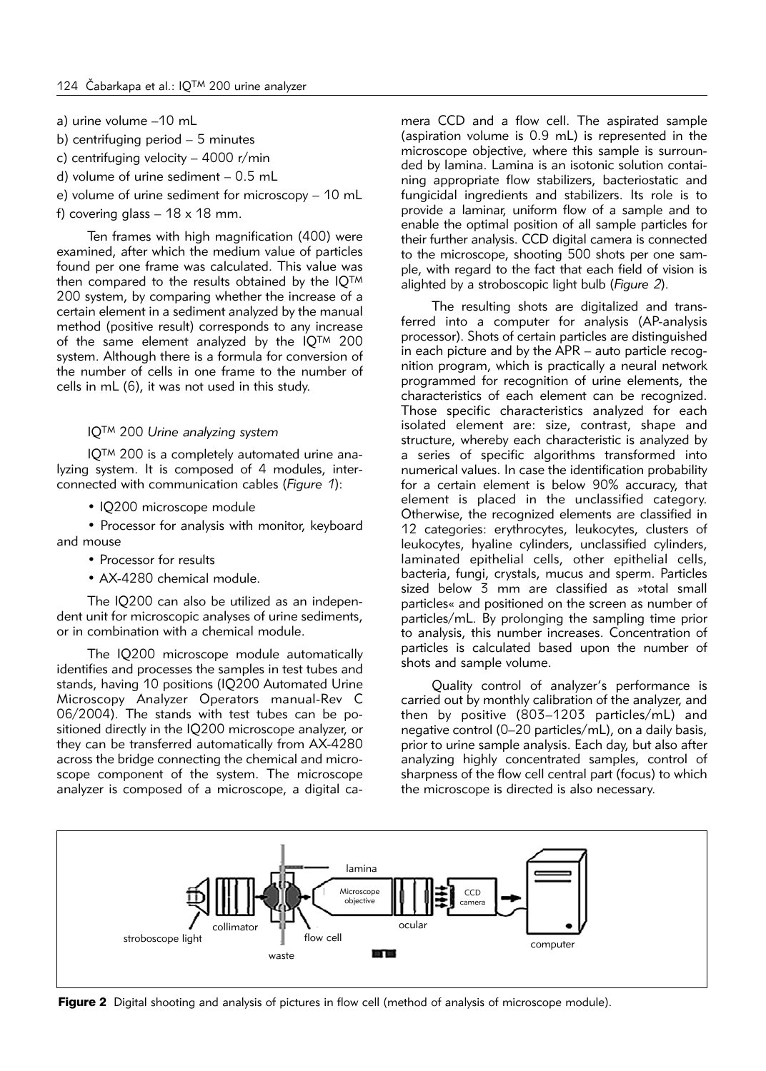a) urine volume –10 mL

b) centrifuging period – 5 minutes

c) centrifuging velocity – 4000 r/min

d) volume of urine sediment – 0.5 mL

e) volume of urine sediment for microscopy – 10 mL

f) covering glass – 18 x 18 mm.

Ten frames with high magnification (400) were examined, after which the medium value of particles found per one frame was calculated. This value was then compared to the results obtained by the IQ™ 200 system, by comparing whether the increase of a certain element in a sediment analyzed by the manual method (positive result) corresponds to any increase of the same element analyzed by the IQ™ 200 system. Although there is a formula for conversion of the number of cells in one frame to the number of cells in mL (6), it was not used in this study.

### IQ™ 200 *Urine analyzing system*

IQ™ 200 is a completely automated urine analyzing system. It is composed of 4 modules, interconnected with communication cables (*Figure 1*):

- IQ200 microscope module
- Processor for analysis with monitor, keyboard and mouse
- Processor for results
- AX-4280 chemical module.

The IQ200 can also be utilized as an independent unit for microscopic analyses of urine sediments, or in combination with a chemical module.

The IQ200 microscope module automatically identifies and processes the samples in test tubes and stands, having 10 positions (IQ200 Automated Urine Microscopy Analyzer Operators manual-Rev C 06/2004). The stands with test tubes can be positioned directly in the IQ200 microscope analyzer, or they can be transferred automatically from AX-4280 across the bridge connecting the chemical and microscope component of the system. The microscope analyzer is composed of a microscope, a digital camera CCD and a flow cell. The aspirated sample (aspiration volume is 0.9 mL) is represented in the microscope objective, where this sample is surrounded by lamina. Lamina is an isotonic solution containing appropriate flow stabilizers, bacteriostatic and fungicidal ingredients and stabilizers. Its role is to provide a laminar, uniform flow of a sample and to enable the optimal position of all sample particles for their further analysis. CCD digital camera is connected to the microscope, shooting 500 shots per one sample, with regard to the fact that each field of vision is alighted by a stroboscopic light bulb (*Figure 2*).

The resulting shots are digitalized and transferred into a computer for analysis (AP-analysis processor). Shots of certain particles are distinguished in each picture and by the APR – auto particle recognition program, which is practically a neural network programmed for recognition of urine elements, the characteristics of each element can be recognized. Those specific characteristics analyzed for each isolated element are: size, contrast, shape and structure, whereby each characteristic is analyzed by a series of specific algorithms transformed into numerical values. In case the identification probability for a certain element is below 90% accuracy, that element is placed in the unclassified category. Otherwise, the recognized elements are classified in 12 categories: erythrocytes, leukocytes, clusters of leukocytes, hyaline cylinders, unclassified cylinders, laminated epithelial cells, other epithelial cells, bacteria, fungi, crystals, mucus and sperm. Particles sized below 3 mm are classified as »total small particles« and positioned on the screen as number of particles/mL. By prolonging the sampling time prior to analysis, this number increases. Concentration of particles is calculated based upon the number of shots and sample volume.

Quality control of analyzer's performance is carried out by monthly calibration of the analyzer, and then by positive (803–1203 particles/mL) and negative control (0–20 particles/mL), on a daily basis, prior to urine sample analysis. Each day, but also after analyzing highly concentrated samples, control of sharpness of the flow cell central part (focus) to which the microscope is directed is also necessary.

**Figure 2** Digital shooting and analysis of pictures in flow cell (method of analysis of microscope module).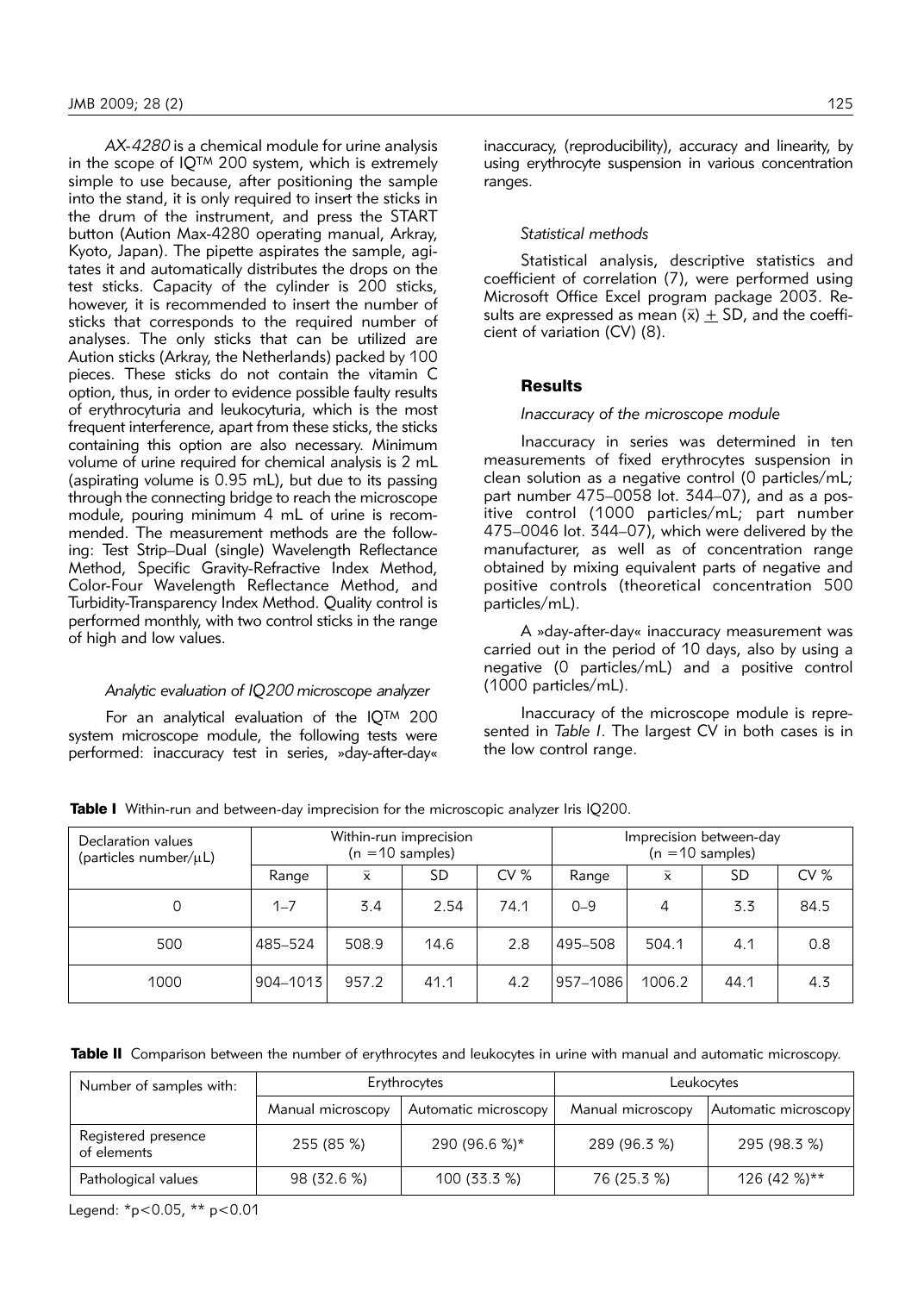*AX-4280* is a chemical module for urine analysis in the scope of IQ™ 200 system, which is extremely simple to use because, after positioning the sample into the stand, it is only required to insert the sticks in the drum of the instrument, and press the START button (Aution Max-4280 operating manual, Arkray, Kyoto, Japan). The pipette aspirates the sample, agitates it and automatically distributes the drops on the test sticks. Capacity of the cylinder is 200 sticks, however, it is recommended to insert the number of sticks that corresponds to the required number of analyses. The only sticks that can be utilized are Aution sticks (Arkray, the Netherlands) packed by 100 pieces. These sticks do not contain the vitamin C option, thus, in order to evidence possible faulty results of erythrocyturia and leukocyturia, which is the most frequent interference, apart from these sticks, the sticks containing this option are also necessary. Minimum volume of urine required for chemical analysis is 2 mL (aspirating volume is 0.95 mL), but due to its passing through the connecting bridge to reach the microscope module, pouring minimum 4 mL of urine is recommended. The measurement methods are the following: Test Strip–Dual (single) Wavelength Reflectance Method, Specific Gravity-Refractive Index Method, Color-Four Wavelength Reflectance Method, and Turbidity-Transparency Index Method. Quality control is performed monthly, with two control sticks in the range of high and low values.

### *Analytic evaluation of IQ200 microscope analyzer*

For an analytical evaluation of the IQ™ 200 system microscope module, the following tests were performed: inaccuracy test in series, »day-after-day« inaccuracy, (reproducibility), accuracy and linearity, by using erythrocyte suspension in various concentration ranges.

### *Statistical methods*

Statistical analysis, descriptive statistics and coefficient of correlation (7), were performed using Microsoft Office Excel program package 2003. Results are expressed as mean ($\bar{x}$) $\pm$ SD, and the coefficient of variation (CV) (8).

## Results

### *Inaccuracy of the microscope module*

Inaccuracy in series was determined in ten measurements of fixed erythrocytes suspension in clean solution as a negative control (0 particles/mL; part number 475–0058 lot. 344–07), and as a positive control (1000 particles/mL; part number 475–0046 lot. 344–07), which were delivered by the manufacturer, as well as of concentration range obtained by mixing equivalent parts of negative and positive controls (theoretical concentration 500 particles/mL).

A »day-after-day« inaccuracy measurement was carried out in the period of 10 days, also by using a negative (0 particles/mL) and a positive control (1000 particles/mL).

Inaccuracy of the microscope module is represented in *Table I*. The largest CV in both cases is in the low control range.

**Table I** Within-run and between-day imprecision for the microscopic analyzer Iris IQ200.

| Declaration values (particles number/μL) | Within-run imprecision (n = 10 samples) | | | | Imprecision between-day (n = 10 samples) | | | |
|---|---|---|---|---|---|---|---|---|
| | Range | $\bar{x}$ | SD | CV % | Range | $\bar{x}$ | SD | CV % |
| 0 | 1–7 | 3.4 | 2.54 | 74.1 | 0–9 | 4 | 3.3 | 84.5 |
| 500 | 485–524 | 508.9 | 14.6 | 2.8 | 495–508 | 504.1 | 4.1 | 0.8 |
| 1000 | 904–1013 | 957.2 | 41.1 | 4.2 | 957–1086 | 1006.2 | 44.1 | 4.3 |

**Table II** Comparison between the number of erythrocytes and leukocytes in urine with manual and automatic microscopy.

| Number of samples with: | Erythrocytes | | Leukocytes | |
|---|---|---|---|---|
| | Manual microscopy | Automatic microscopy | Manual microscopy | Automatic microscopy |
| Registered presence of elements | 255 (85 %) | 290 (96.6 %)* | 289 (96.3 %) | 295 (98.3 %) |
| Pathological values | 98 (32.6 %) | 100 (33.3 %) | 76 (25.3 %) | 126 (42 %)** |

Legend: *$p<0.05$, ** $p<0.01$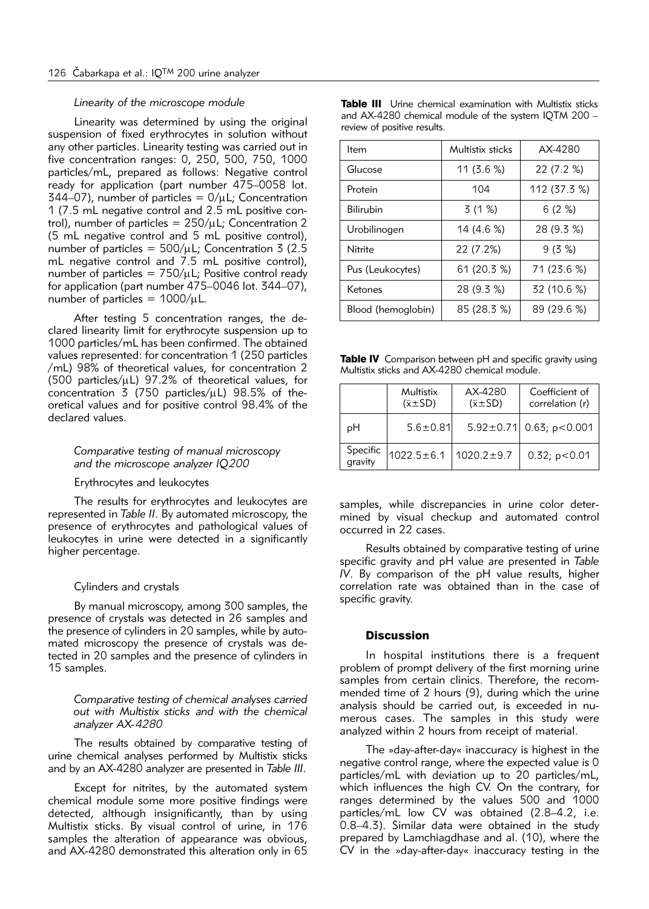*Linearity of the microscope module*

Linearity was determined by using the original suspension of fixed erythrocytes in solution without any other particles. Linearity testing was carried out in five concentration ranges: 0, 250, 500, 750, 1000 particles/mL, prepared as follows: Negative control ready for application (part number 475–0058 lot. 344–07), number of particles = 0/μL; Concentration 1 (7.5 mL negative control and 2.5 mL positive control), number of particles = 250/μL; Concentration 2 (5 mL negative control and 5 mL positive control), number of particles = 500/μL; Concentration 3 (2.5 mL negative control and 7.5 mL positive control), number of particles = 750/μL; Positive control ready for application (part number 475–0046 lot. 344–07), number of particles = 1000/μL.

After testing 5 concentration ranges, the declared linearity limit for erythrocyte suspension up to 1000 particles/mL has been confirmed. The obtained values represented: for concentration 1 (250 particles /mL) 98% of theoretical values, for concentration 2 (500 particles/μL) 97.2% of theoretical values, for concentration 3 (750 particles/μL) 98.5% of theoretical values and for positive control 98.4% of the declared values.

*Comparative testing of manual microscopy and the microscope analyzer IQ200*

Erythrocytes and leukocytes

The results for erythrocytes and leukocytes are represented in *Table II*. By automated microscopy, the presence of erythrocytes and pathological values of leukocytes in urine were detected in a significantly higher percentage.

Cylinders and crystals

By manual microscopy, among 300 samples, the presence of crystals was detected in 26 samples and the presence of cylinders in 20 samples, while by automated microscopy the presence of crystals was detected in 20 samples and the presence of cylinders in 15 samples.

*Comparative testing of chemical analyses carried out with Multistix sticks and with the chemical analyzer AX-4280*

The results obtained by comparative testing of urine chemical analyses performed by Multistix sticks and by an AX-4280 analyzer are presented in *Table III*.

Except for nitrites, by the automated system chemical module some more positive findings were detected, although insignificantly, than by using Multistix sticks. By visual control of urine, in 176 samples the alteration of appearance was obvious, and AX-4280 demonstrated this alteration only in 65 samples, while discrepancies in urine color determined by visual checkup and automated control occurred in 22 cases.

Results obtained by comparative testing of urine specific gravity and pH value are presented in *Table IV*. By comparison of the pH value results, higher correlation rate was obtained than in the case of specific gravity.

**Table III** Urine chemical examination with Multistix sticks and AX-4280 chemical module of the system IQTM 200 – review of positive results.

| Item | Multistix sticks | AX-4280 |
|---|---|---|
| Glucose | 11 (3.6 %) | 22 (7.2 %) |
| Protein | 104 | 112 (37.3 %) |
| Bilirubin | 3 (1 %) | 6 (2 %) |
| Urobilinogen | 14 (4.6 %) | 28 (9.3 %) |
| Nitrite | 22 (7.2%) | 9 (3 %) |
| Pus (Leukocytes) | 61 (20.3 %) | 71 (23.6 %) |
| Ketones | 28 (9.3 %) | 32 (10.6 %) |
| Blood (hemoglobin) | 85 (28.3 %) | 89 (29.6 %) |

**Table IV** Comparison between pH and specific gravity using Multistix sticks and AX-4280 chemical module.

| | Multistix ($\bar{x}$±SD) | AX-4280 ($\bar{x}$±SD) | Coefficient of correlation (r) |
|---|---|---|---|
| pH | 5.6±0.81 | 5.92±0.71 | 0.63; $p<0.001$ |
| Specific gravity | 1022.5±6.1 | 1020.2±9.7 | 0.32; $p<0.01$ |

## Discussion

In hospital institutions there is a frequent problem of prompt delivery of the first morning urine samples from certain clinics. Therefore, the recommended time of 2 hours (9), during which the urine analysis should be carried out, is exceeded in numerous cases. The samples in this study were analyzed within 2 hours from receipt of material.

The »day-after-day« inaccuracy is highest in the negative control range, where the expected value is 0 particles/mL with deviation up to 20 particles/mL, which influences the high CV. On the contrary, for ranges determined by the values 500 and 1000 particles/mL low CV was obtained (2.8–4.2, i.e. 0.8–4.3). Similar data were obtained in the study prepared by Lamchiagdhase and al. (10), where the CV in the »day-after-day« inaccuracy testing in the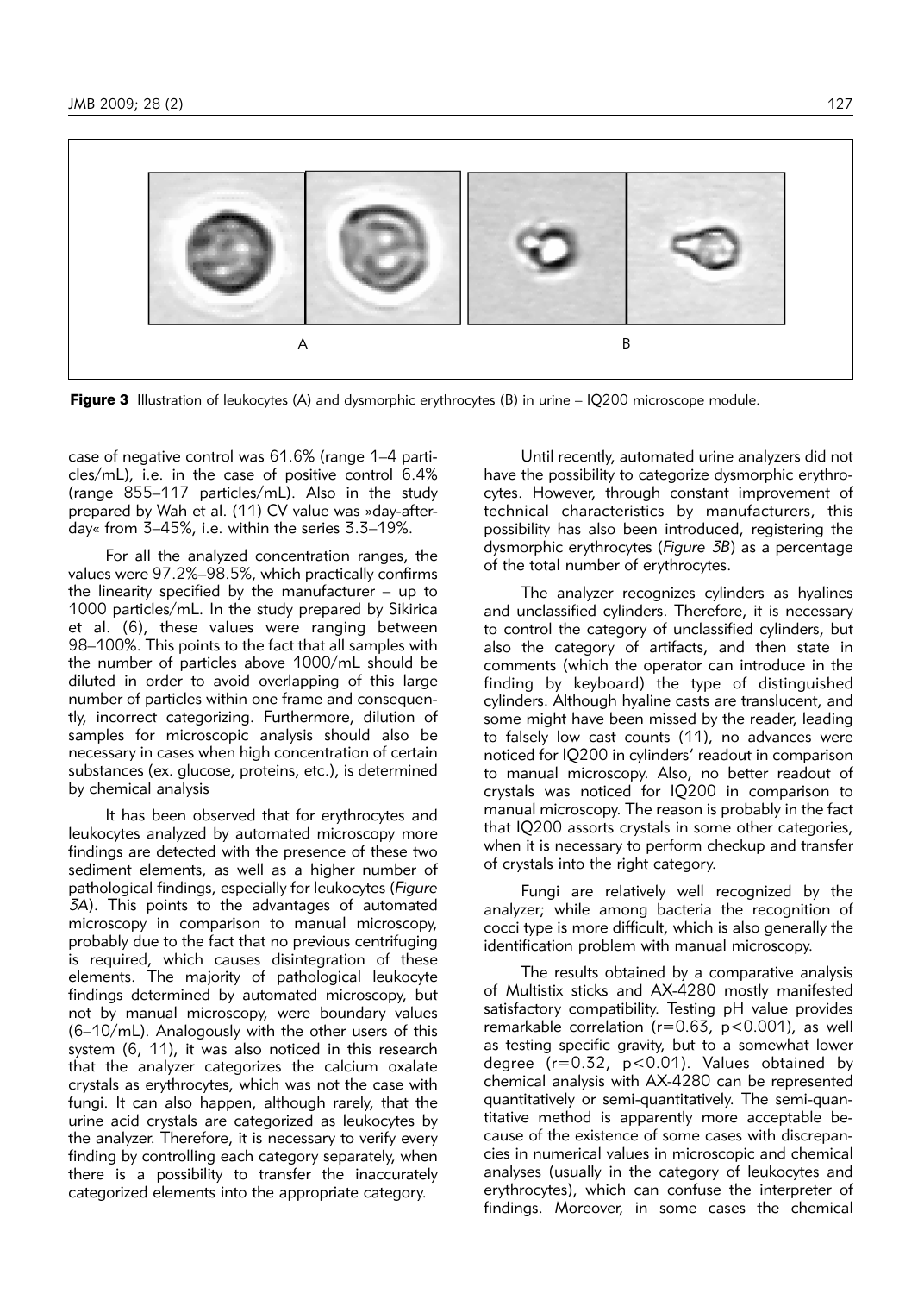**Figure 3** Illustration of leukocytes (A) and dysmorphic erythrocytes (B) in urine – IQ200 microscope module.

case of negative control was 61.6% (range 1–4 particles/mL), i.e. in the case of positive control 6.4% (range 855–117 particles/mL). Also in the study prepared by Wah et al. (11) CV value was »day-after-day« from 3–45%, i.e. within the series 3.3–19%.

For all the analyzed concentration ranges, the values were 97.2%–98.5%, which practically confirms the linearity specified by the manufacturer – up to 1000 particles/mL. In the study prepared by Sikirica et al. (6), these values were ranging between 98–100%. This points to the fact that all samples with the number of particles above 1000/mL should be diluted in order to avoid overlapping of this large number of particles within one frame and consequently, incorrect categorizing. Furthermore, dilution of samples for microscopic analysis should also be necessary in cases when high concentration of certain substances (ex. glucose, proteins, etc.), is determined by chemical analysis

It has been observed that for erythrocytes and leukocytes analyzed by automated microscopy more findings are detected with the presence of these two sediment elements, as well as a higher number of pathological findings, especially for leukocytes (*Figure 3A*). This points to the advantages of automated microscopy in comparison to manual microscopy, probably due to the fact that no previous centrifuging is required, which causes disintegration of these elements. The majority of pathological leukocyte findings determined by automated microscopy, but not by manual microscopy, were boundary values (6–10/mL). Analogously with the other users of this system (6, 11), it was also noticed in this research that the analyzer categorizes the calcium oxalate crystals as erythrocytes, which was not the case with fungi. It can also happen, although rarely, that the urine acid crystals are categorized as leukocytes by the analyzer. Therefore, it is necessary to verify every finding by controlling each category separately, when there is a possibility to transfer the inaccurately categorized elements into the appropriate category.

Until recently, automated urine analyzers did not have the possibility to categorize dysmorphic erythrocytes. However, through constant improvement of technical characteristics by manufacturers, this possibility has also been introduced, registering the dysmorphic erythrocytes (*Figure 3B*) as a percentage of the total number of erythrocytes.

The analyzer recognizes cylinders as hyalines and unclassified cylinders. Therefore, it is necessary to control the category of unclassified cylinders, but also the category of artifacts, and then state in comments (which the operator can introduce in the finding by keyboard) the type of distinguished cylinders. Although hyaline casts are translucent, and some might have been missed by the reader, leading to falsely low cast counts (11), no advances were noticed for IQ200 in cylinders' readout in comparison to manual microscopy. Also, no better readout of crystals was noticed for IQ200 in comparison to manual microscopy. The reason is probably in the fact that IQ200 assorts crystals in some other categories, when it is necessary to perform checkup and transfer of crystals into the right category.

Fungi are relatively well recognized by the analyzer; while among bacteria the recognition of cocci type is more difficult, which is also generally the identification problem with manual microscopy.

The results obtained by a comparative analysis of Multistix sticks and AX-4280 mostly manifested satisfactory compatibility. Testing pH value provides remarkable correlation ($r=0.63$, $p<0.001$), as well as testing specific gravity, but to a somewhat lower degree ($r=0.32$, $p<0.01$). Values obtained by chemical analysis with AX-4280 can be represented quantitatively or semi-quantitatively. The semi-quantitative method is apparently more acceptable because of the existence of some cases with discrepancies in numerical values in microscopic and chemical analyses (usually in the category of leukocytes and erythrocytes), which can confuse the interpreter of findings. Moreover, in some cases the chemical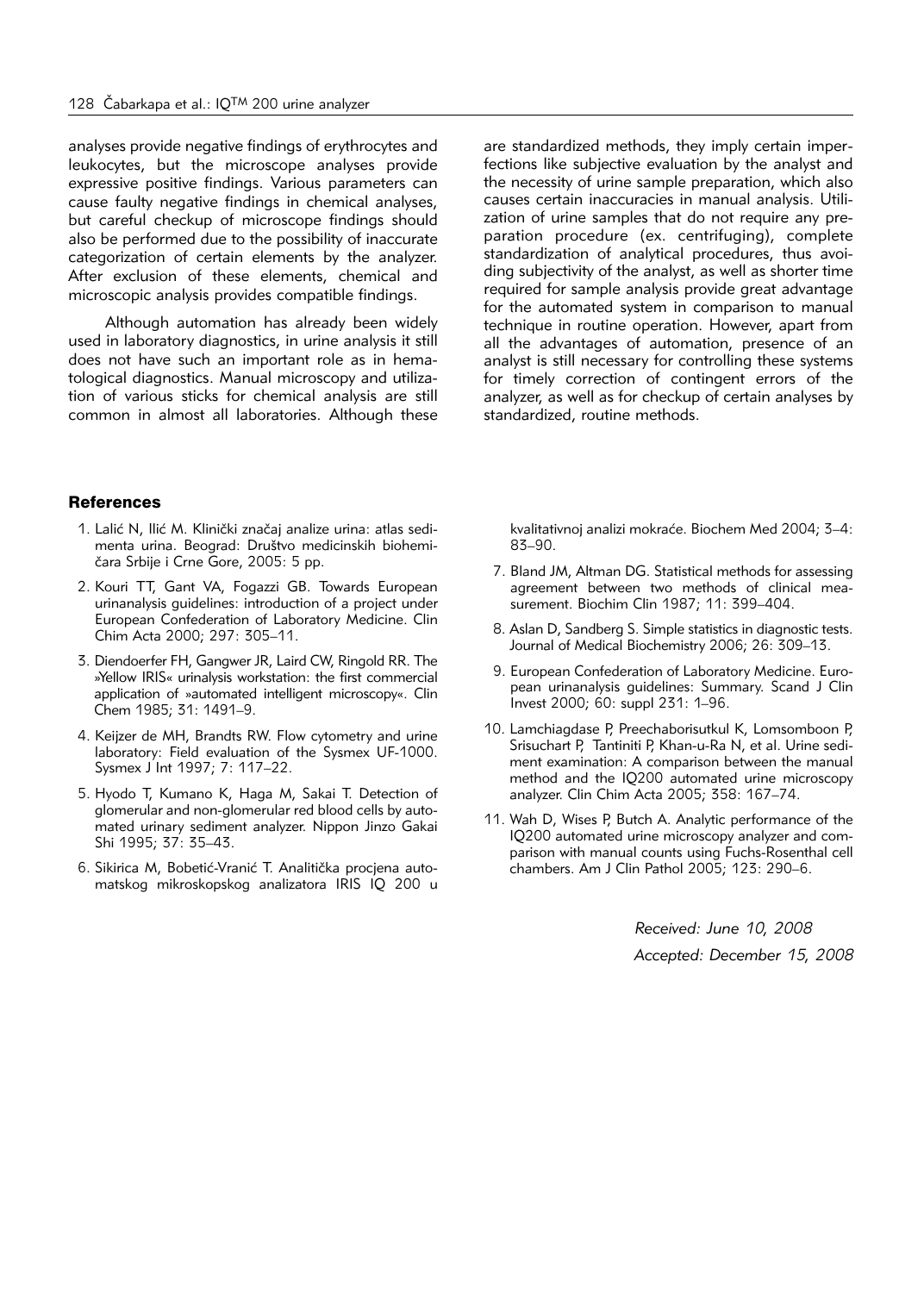analyses provide negative findings of erythrocytes and leukocytes, but the microscope analyses provide expressive positive findings. Various parameters can cause faulty negative findings in chemical analyses, but careful checkup of microscope findings should also be performed due to the possibility of inaccurate categorization of certain elements by the analyzer. After exclusion of these elements, chemical and microscopic analysis provides compatible findings.

Although automation has already been widely used in laboratory diagnostics, in urine analysis it still does not have such an important role as in hematological diagnostics. Manual microscopy and utilization of various sticks for chemical analysis are still common in almost all laboratories. Although these are standardized methods, they imply certain imperfections like subjective evaluation by the analyst and the necessity of urine sample preparation, which also causes certain inaccuracies in manual analysis. Utilization of urine samples that do not require any preparation procedure (ex. centrifuging), complete standardization of analytical procedures, thus avoiding subjectivity of the analyst, as well as shorter time required for sample analysis provide great advantage for the automated system in comparison to manual technique in routine operation. However, apart from all the advantages of automation, presence of an analyst is still necessary for controlling these systems for timely correction of contingent errors of the analyzer, as well as for checkup of certain analyses by standardized, routine methods.

## References

1. Lalić N, Ilić M. Klinički značaj analize urina: atlas sedimenta urina. Beograd: Društvo medicinskih biohemičara Srbije i Crne Gore, 2005: 5 pp.
2. Kouri TT, Gant VA, Fogazzi GB. Towards European urinanalysis guidelines: introduction of a project under European Confederation of Laboratory Medicine. Clin Chim Acta 2000; 297: 305–11.
3. Diendoerfer FH, Gangwer JR, Laird CW, Ringold RR. The »Yellow IRIS« urinalysis workstation: the first commercial application of »automated intelligent microscopy«. Clin Chem 1985; 31: 1491–9.
4. Keijzer de MH, Brandts RW. Flow cytometry and urine laboratory: Field evaluation of the Sysmex UF-1000. Sysmex J Int 1997; 7: 117–22.
5. Hyodo T, Kumano K, Haga M, Sakai T. Detection of glomerular and non-glomerular red blood cells by automated urinary sediment analyzer. Nippon Jinzo Gakai Shi 1995; 37: 35–43.
6. Sikirica M, Bobetić-Vranić T. Analitička procjena automatskog mikroskopskog analizatora IRIS IQ 200 u kvalitativnoj analizi mokraće. Biochem Med 2004; 3–4: 83–90.
7. Bland JM, Altman DG. Statistical methods for assessing agreement between two methods of clinical measurement. Biochim Clin 1987; 11: 399–404.
8. Aslan D, Sandberg S. Simple statistics in diagnostic tests. Journal of Medical Biochemistry 2006; 26: 309–13.
9. European Confederation of Laboratory Medicine. European urinanalysis guidelines: Summary. Scand J Clin Invest 2000; 60: suppl 231: 1–96.
10. Lamchiagdase P, Preechaborisutkul K, Lomsomboon P, Srisuchart P, Tantiniti P, Khan-u-Ra N, et al. Urine sediment examination: A comparison between the manual method and the IQ200 automated urine microscopy analyzer. Clin Chim Acta 2005; 358: 167–74.
11. Wah D, Wises P, Butch A. Analytic performance of the IQ200 automated urine microscopy analyzer and comparison with manual counts using Fuchs-Rosenthal cell chambers. Am J Clin Pathol 2005; 123: 290–6.

*Received: June 10, 2008*

*Accepted: December 15, 2008*